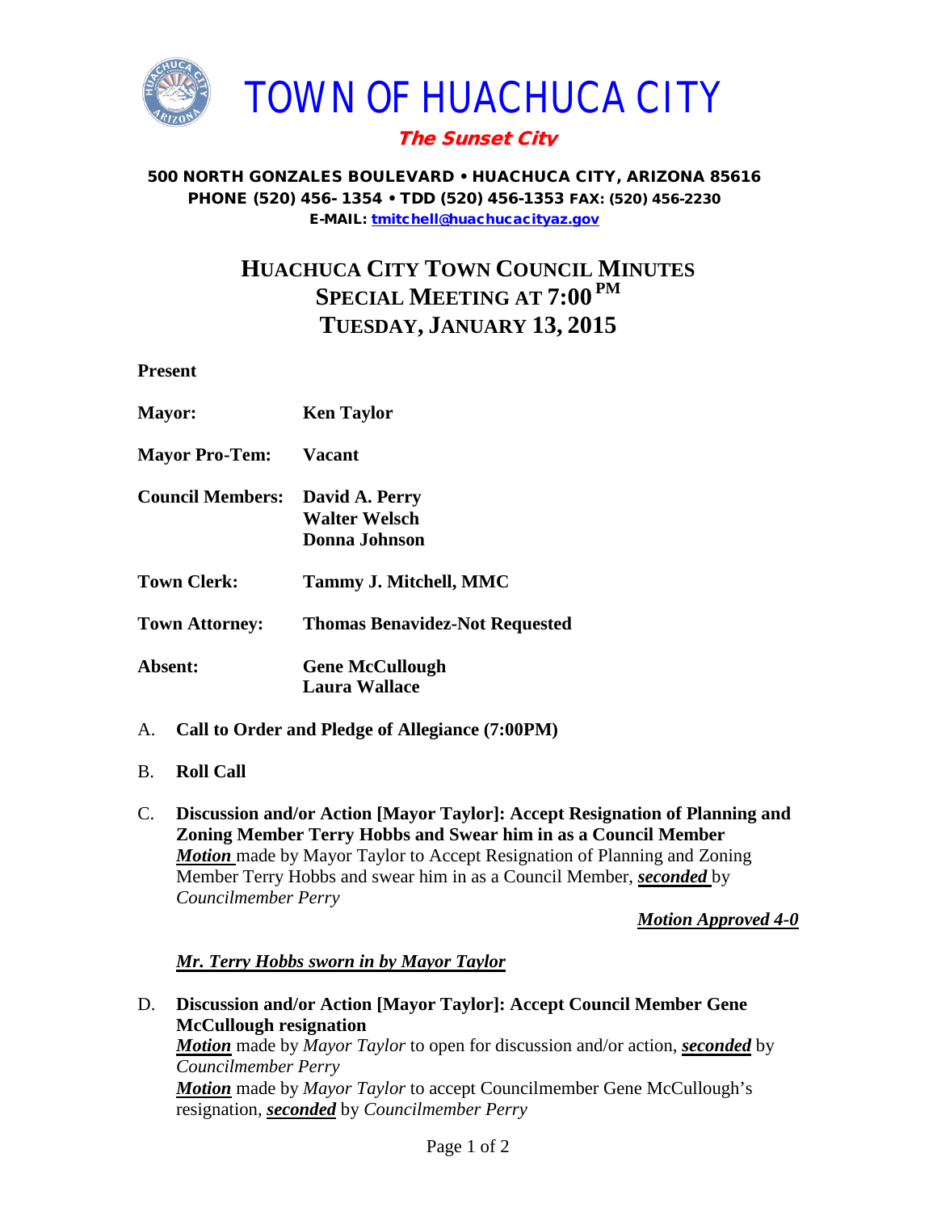# TOWN OF HUACHUCA CITY

***The Sunset City***

**500 NORTH GONZALES BOULEVARD • HUACHUCA CITY, ARIZONA 85616**
**PHONE (520) 456- 1354 • TDD (520) 456-1353 FAX: (520) 456-2230**
**E-MAIL: tmitchell@huachucacityaz.gov**

## HUACHUCA CITY TOWN COUNCIL MINUTES
## SPECIAL MEETING AT 7:00 PM
## TUESDAY, JANUARY 13, 2015

**Present**

**Mayor:** **Ken Taylor**

**Mayor Pro-Tem:** **Vacant**

**Council Members:** **David A. Perry**
**Walter Welsch**
**Donna Johnson**

**Town Clerk:** **Tammy J. Mitchell, MMC**

**Town Attorney:** **Thomas Benavidez-Not Requested**

**Absent:** **Gene McCullough**
**Laura Wallace**

A. **Call to Order and Pledge of Allegiance (7:00PM)**

B. **Roll Call**

C. **Discussion and/or Action [Mayor Taylor]: Accept Resignation of Planning and Zoning Member Terry Hobbs and Swear him in as a Council Member**
***Motion*** made by Mayor Taylor to Accept Resignation of Planning and Zoning Member Terry Hobbs and swear him in as a Council Member, ***seconded*** by *Councilmember Perry*

***Motion Approved 4-0***

***Mr. Terry Hobbs sworn in by Mayor Taylor***

D. **Discussion and/or Action [Mayor Taylor]: Accept Council Member Gene McCullough resignation**
***Motion*** made by *Mayor Taylor* to open for discussion and/or action, ***seconded*** by *Councilmember Perry*
***Motion*** made by *Mayor Taylor* to accept Councilmember Gene McCullough's resignation, ***seconded*** by *Councilmember Perry*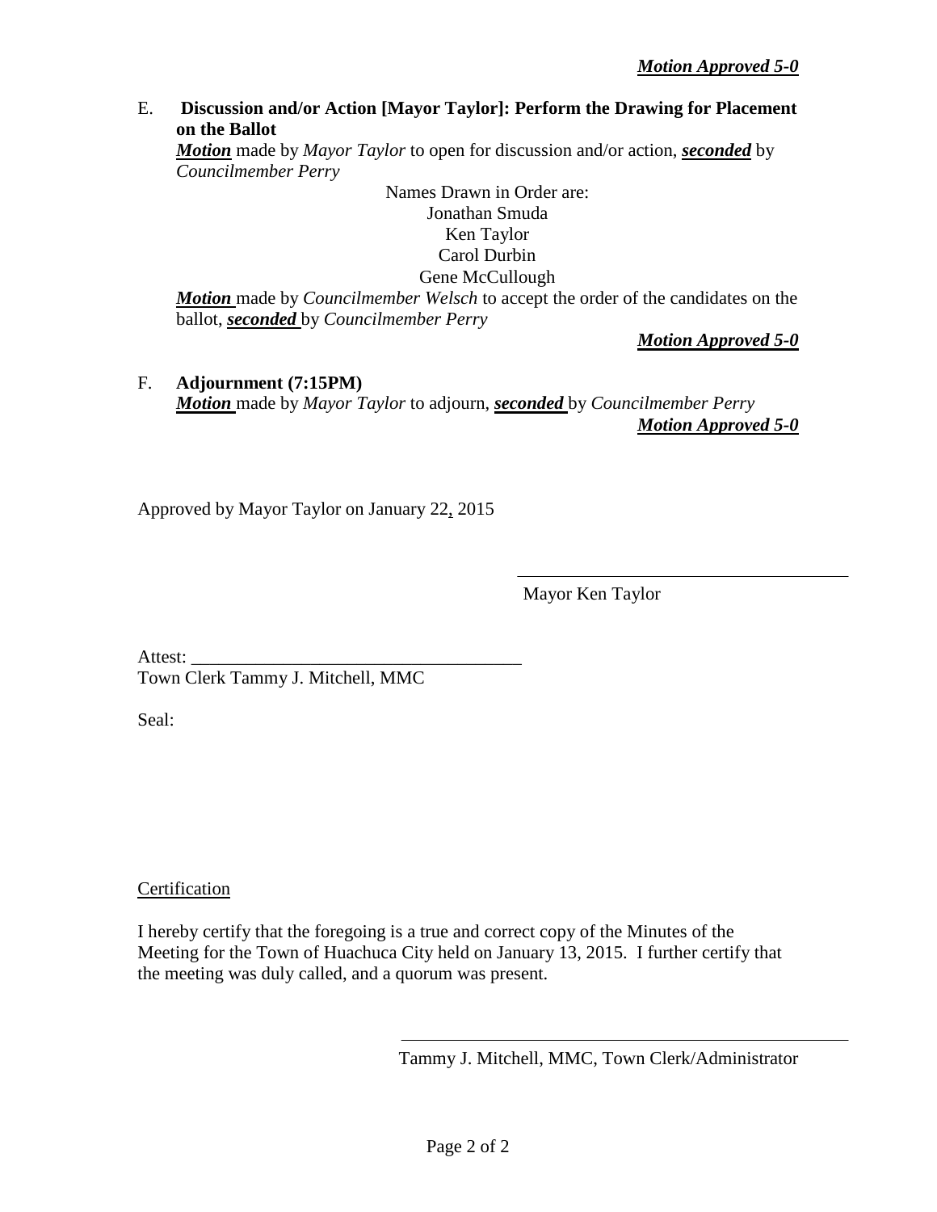***Motion Approved 5-0***

E. **Discussion and/or Action [Mayor Taylor]: Perform the Drawing for Placement on the Ballot**
***Motion*** made by *Mayor Taylor* to open for discussion and/or action, ***seconded*** by *Councilmember Perry*

Names Drawn in Order are:
Jonathan Smuda
Ken Taylor
Carol Durbin
Gene McCullough

***Motion*** made by *Councilmember Welsch* to accept the order of the candidates on the ballot, ***seconded*** by *Councilmember Perry*

***Motion Approved 5-0***

F. **Adjournment (7:15PM)**
***Motion*** made by *Mayor Taylor* to adjourn, ***seconded*** by *Councilmember Perry*

***Motion Approved 5-0***

Approved by Mayor Taylor on January 22, 2015

\_\_\_\_\_\_\_\_\_\_\_\_\_\_\_\_\_\_\_\_\_\_\_\_\_\_\_\_\_\_\_\_\_\_\_\_
Mayor Ken Taylor

Attest: \_\_\_\_\_\_\_\_\_\_\_\_\_\_\_\_\_\_\_\_\_\_\_\_\_\_\_\_\_\_\_\_\_\_\_\_
Town Clerk Tammy J. Mitchell, MMC

Seal:

Certification

I hereby certify that the foregoing is a true and correct copy of the Minutes of the Meeting for the Town of Huachuca City held on January 13, 2015. I further certify that the meeting was duly called, and a quorum was present.

\_\_\_\_\_\_\_\_\_\_\_\_\_\_\_\_\_\_\_\_\_\_\_\_\_\_\_\_\_\_\_\_\_\_\_\_\_\_\_\_\_\_\_\_\_\_
Tammy J. Mitchell, MMC, Town Clerk/Administrator